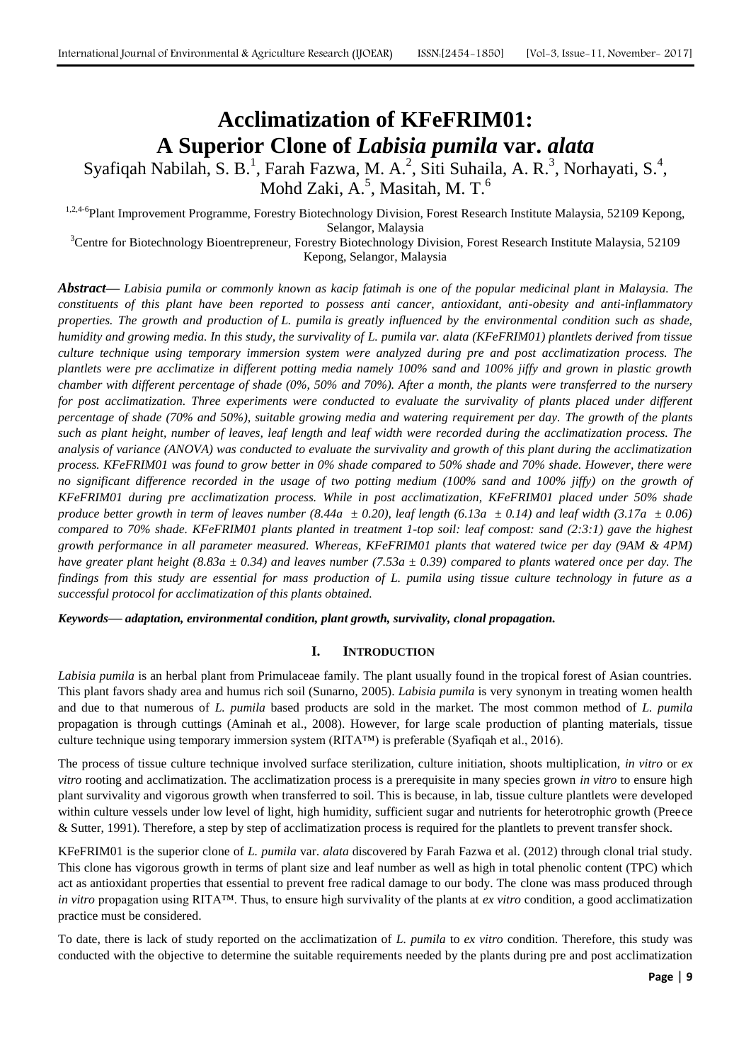# Acclimatization of KFeFRIM01: A Superior Clone of *Labisia pumila* var. *alata*

Syafiqah Nabilah, S. B.[1], Farah Fazwa, M. A.[2], Siti Suhaila, A. R.[3], Norhayati, S.[4], Mohd Zaki, A.[5], Masitah, M. T.[6]

[1,2,4-6]Plant Improvement Programme, Forestry Biotechnology Division, Forest Research Institute Malaysia, 52109 Kepong, Selangor, Malaysia

[3]Centre for Biotechnology Bioentrepreneur, Forestry Biotechnology Division, Forest Research Institute Malaysia, 52109 Kepong, Selangor, Malaysia

***Abstract*—** *Labisia pumila or commonly known as kacip fatimah is one of the popular medicinal plant in Malaysia. The constituents of this plant have been reported to possess anti cancer, antioxidant, anti-obesity and anti-inflammatory properties. The growth and production of L. pumila is greatly influenced by the environmental condition such as shade, humidity and growing media. In this study, the survivality of L. pumila var. alata (KFeFRIM01) plantlets derived from tissue culture technique using temporary immersion system were analyzed during pre and post acclimatization process. The plantlets were pre acclimatize in different potting media namely 100% sand and 100% jiffy and grown in plastic growth chamber with different percentage of shade (0%, 50% and 70%). After a month, the plants were transferred to the nursery for post acclimatization. Three experiments were conducted to evaluate the survivality of plants placed under different percentage of shade (70% and 50%), suitable growing media and watering requirement per day. The growth of the plants such as plant height, number of leaves, leaf length and leaf width were recorded during the acclimatization process. The analysis of variance (ANOVA) was conducted to evaluate the survivality and growth of this plant during the acclimatization process. KFeFRIM01 was found to grow better in 0% shade compared to 50% shade and 70% shade. However, there were no significant difference recorded in the usage of two potting medium (100% sand and 100% jiffy) on the growth of KFeFRIM01 during pre acclimatization process. While in post acclimatization, KFeFRIM01 placed under 50% shade produce better growth in term of leaves number (8.44a ± 0.20), leaf length (6.13a ± 0.14) and leaf width (3.17a ± 0.06) compared to 70% shade. KFeFRIM01 plants planted in treatment 1-top soil: leaf compost: sand (2:3:1) gave the highest growth performance in all parameter measured. Whereas, KFeFRIM01 plants that watered twice per day (9AM & 4PM) have greater plant height (8.83a ± 0.34) and leaves number (7.53a ± 0.39) compared to plants watered once per day. The findings from this study are essential for mass production of L. pumila using tissue culture technology in future as a successful protocol for acclimatization of this plants obtained.*

***Keywords*— *adaptation, environmental condition, plant growth, survivality, clonal propagation.***

## I. INTRODUCTION

*Labisia pumila* is an herbal plant from Primulaceae family. The plant usually found in the tropical forest of Asian countries. This plant favors shady area and humus rich soil (Sunarno, 2005). *Labisia pumila* is very synonym in treating women health and due to that numerous of *L. pumila* based products are sold in the market. The most common method of *L. pumila* propagation is through cuttings (Aminah et al., 2008). However, for large scale production of planting materials, tissue culture technique using temporary immersion system (RITA™) is preferable (Syafiqah et al., 2016).

The process of tissue culture technique involved surface sterilization, culture initiation, shoots multiplication, *in vitro* or *ex vitro* rooting and acclimatization. The acclimatization process is a prerequisite in many species grown *in vitro* to ensure high plant survivality and vigorous growth when transferred to soil. This is because, in lab, tissue culture plantlets were developed within culture vessels under low level of light, high humidity, sufficient sugar and nutrients for heterotrophic growth (Preece & Sutter, 1991). Therefore, a step by step of acclimatization process is required for the plantlets to prevent transfer shock.

KFeFRIM01 is the superior clone of *L. pumila* var. *alata* discovered by Farah Fazwa et al. (2012) through clonal trial study. This clone has vigorous growth in terms of plant size and leaf number as well as high in total phenolic content (TPC) which act as antioxidant properties that essential to prevent free radical damage to our body. The clone was mass produced through *in vitro* propagation using RITA™. Thus, to ensure high survivality of the plants at *ex vitro* condition, a good acclimatization practice must be considered.

To date, there is lack of study reported on the acclimatization of *L. pumila* to *ex vitro* condition. Therefore, this study was conducted with the objective to determine the suitable requirements needed by the plants during pre and post acclimatization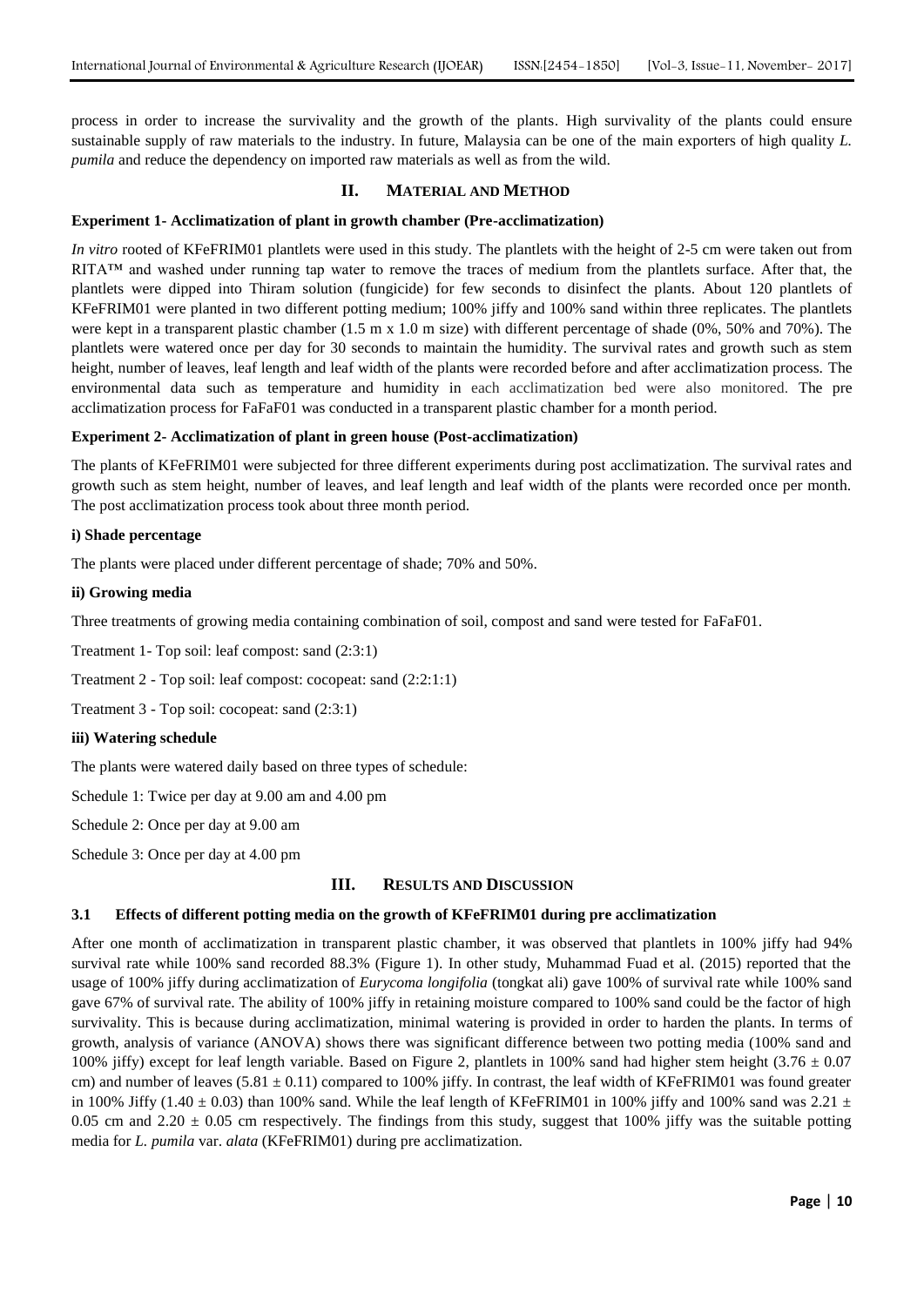process in order to increase the survivality and the growth of the plants. High survivality of the plants could ensure sustainable supply of raw materials to the industry. In future, Malaysia can be one of the main exporters of high quality *L. pumila* and reduce the dependency on imported raw materials as well as from the wild.

## II. MATERIAL AND METHOD

### Experiment 1- Acclimatization of plant in growth chamber (Pre-acclimatization)

*In vitro* rooted of KFeFRIM01 plantlets were used in this study. The plantlets with the height of 2-5 cm were taken out from RITA™ and washed under running tap water to remove the traces of medium from the plantlets surface. After that, the plantlets were dipped into Thiram solution (fungicide) for few seconds to disinfect the plants. About 120 plantlets of KFeFRIM01 were planted in two different potting medium; 100% jiffy and 100% sand within three replicates. The plantlets were kept in a transparent plastic chamber (1.5 m x 1.0 m size) with different percentage of shade (0%, 50% and 70%). The plantlets were watered once per day for 30 seconds to maintain the humidity. The survival rates and growth such as stem height, number of leaves, leaf length and leaf width of the plants were recorded before and after acclimatization process. The environmental data such as temperature and humidity in each acclimatization bed were also monitored. The pre acclimatization process for FaFaF01 was conducted in a transparent plastic chamber for a month period.

### Experiment 2- Acclimatization of plant in green house (Post-acclimatization)

The plants of KFeFRIM01 were subjected for three different experiments during post acclimatization. The survival rates and growth such as stem height, number of leaves, and leaf length and leaf width of the plants were recorded once per month. The post acclimatization process took about three month period.

#### i) Shade percentage

The plants were placed under different percentage of shade; 70% and 50%.

#### ii) Growing media

Three treatments of growing media containing combination of soil, compost and sand were tested for FaFaF01.

Treatment 1- Top soil: leaf compost: sand (2:3:1)

Treatment 2 - Top soil: leaf compost: cocopeat: sand (2:2:1:1)

Treatment 3 - Top soil: cocopeat: sand (2:3:1)

#### iii) Watering schedule

The plants were watered daily based on three types of schedule:

Schedule 1: Twice per day at 9.00 am and 4.00 pm

Schedule 2: Once per day at 9.00 am

Schedule 3: Once per day at 4.00 pm

## III. RESULTS AND DISCUSSION

### 3.1 Effects of different potting media on the growth of KFeFRIM01 during pre acclimatization

After one month of acclimatization in transparent plastic chamber, it was observed that plantlets in 100% jiffy had 94% survival rate while 100% sand recorded 88.3% (Figure 1). In other study, Muhammad Fuad et al. (2015) reported that the usage of 100% jiffy during acclimatization of *Eurycoma longifolia* (tongkat ali) gave 100% of survival rate while 100% sand gave 67% of survival rate. The ability of 100% jiffy in retaining moisture compared to 100% sand could be the factor of high survivality. This is because during acclimatization, minimal watering is provided in order to harden the plants. In terms of growth, analysis of variance (ANOVA) shows there was significant difference between two potting media (100% sand and 100% jiffy) except for leaf length variable. Based on Figure 2, plantlets in 100% sand had higher stem height ($3.76 \pm 0.07$ cm) and number of leaves ($5.81 \pm 0.11$) compared to 100% jiffy. In contrast, the leaf width of KFeFRIM01 was found greater in 100% Jiffy ($1.40 \pm 0.03$) than 100% sand. While the leaf length of KFeFRIM01 in 100% jiffy and 100% sand was $2.21 \pm 0.05$ cm and $2.20 \pm 0.05$ cm respectively. The findings from this study, suggest that 100% jiffy was the suitable potting media for *L. pumila* var. *alata* (KFeFRIM01) during pre acclimatization.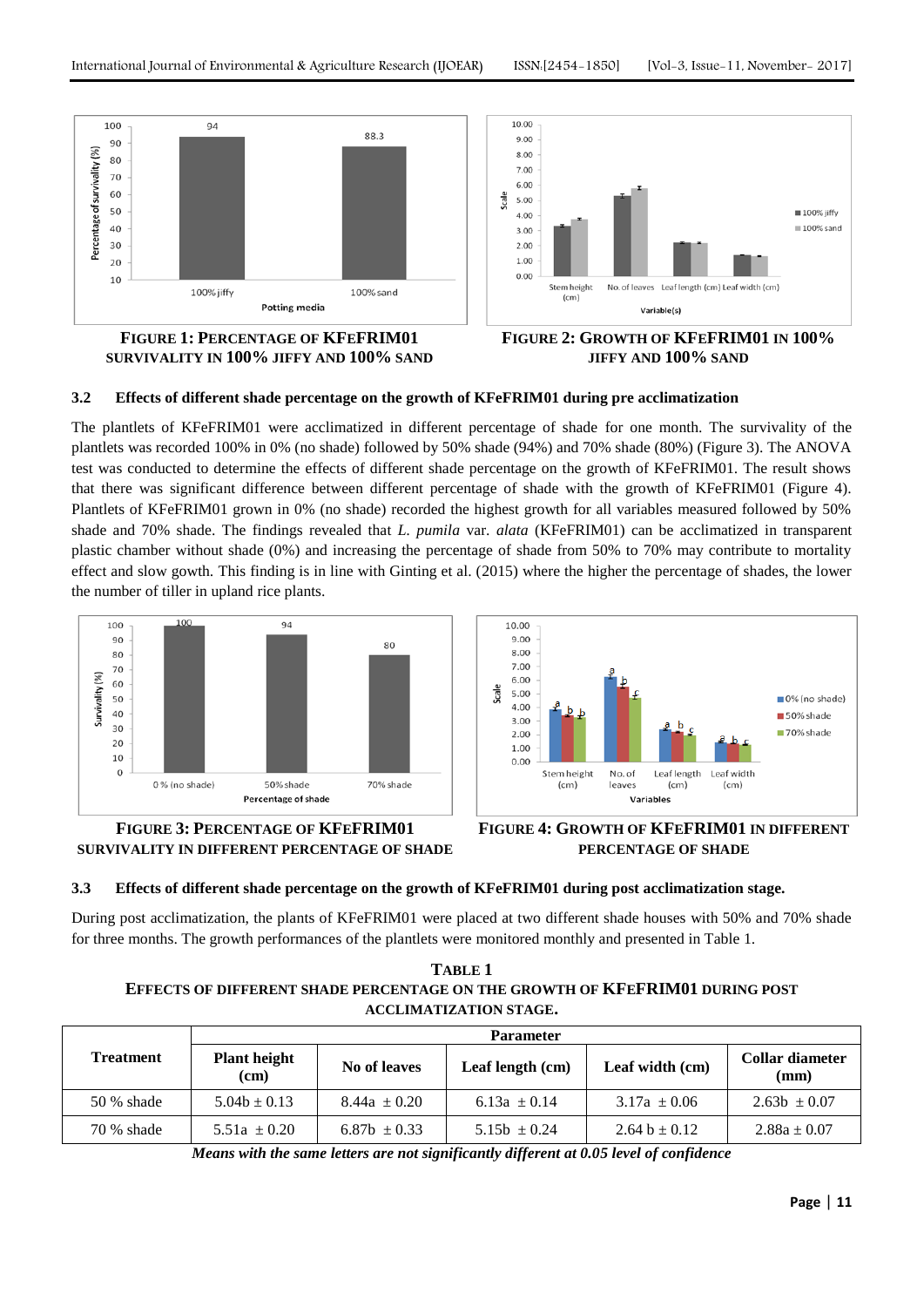**FIGURE 1: PERCENTAGE OF KFEFRIM01 SURVIVALITY IN 100% JIFFY AND 100% SAND**

**FIGURE 2: GROWTH OF KFEFRIM01 IN 100% JIFFY AND 100% SAND**

### 3.2 Effects of different shade percentage on the growth of KFeFRIM01 during pre acclimatization

The plantlets of KFeFRIM01 were acclimatized in different percentage of shade for one month. The survivality of the plantlets was recorded 100% in 0% (no shade) followed by 50% shade (94%) and 70% shade (80%) (Figure 3). The ANOVA test was conducted to determine the effects of different shade percentage on the growth of KFeFRIM01. The result shows that there was significant difference between different percentage of shade with the growth of KFeFRIM01 (Figure 4). Plantlets of KFeFRIM01 grown in 0% (no shade) recorded the highest growth for all variables measured followed by 50% shade and 70% shade. The findings revealed that *L. pumila* var. *alata* (KFeFRIM01) can be acclimatized in transparent plastic chamber without shade (0%) and increasing the percentage of shade from 50% to 70% may contribute to mortality effect and slow gowth. This finding is in line with Ginting et al. (2015) where the higher the percentage of shades, the lower the number of tiller in upland rice plants.

**FIGURE 3: PERCENTAGE OF KFEFRIM01 SURVIVALITY IN DIFFERENT PERCENTAGE OF SHADE**

**FIGURE 4: GROWTH OF KFEFRIM01 IN DIFFERENT PERCENTAGE OF SHADE**

### 3.3 Effects of different shade percentage on the growth of KFeFRIM01 during post acclimatization stage.

During post acclimatization, the plants of KFeFRIM01 were placed at two different shade houses with 50% and 70% shade for three months. The growth performances of the plantlets were monitored monthly and presented in Table 1.

**TABLE 1**
**EFFECTS OF DIFFERENT SHADE PERCENTAGE ON THE GROWTH OF KFEFRIM01 DURING POST ACCLIMATIZATION STAGE.**

| Treatment | Parameter | | | | |
|---|---|---|---|---|---|
| | Plant height (cm) | No of leaves | Leaf length (cm) | Leaf width (cm) | Collar diameter (mm) |
| 50 % shade | 5.04b ± 0.13 | 8.44a ± 0.20 | 6.13a ± 0.14 | 3.17a ± 0.06 | 2.63b ± 0.07 |
| 70 % shade | 5.51a ± 0.20 | 6.87b ± 0.33 | 5.15b ± 0.24 | 2.64 b ± 0.12 | 2.88a ± 0.07 |

*Means with the same letters are not significantly different at 0.05 level of confidence*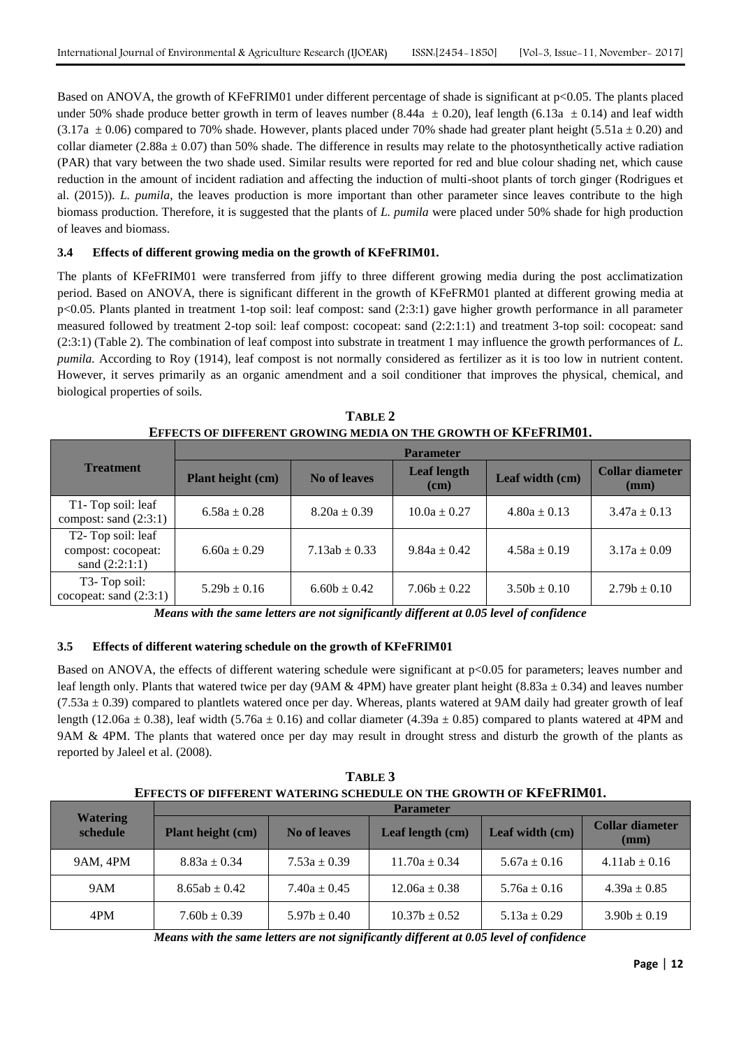Based on ANOVA, the growth of KFeFRIM01 under different percentage of shade is significant at $p<0.05$. The plants placed under 50% shade produce better growth in term of leaves number (8.44a ± 0.20), leaf length (6.13a ± 0.14) and leaf width (3.17a ± 0.06) compared to 70% shade. However, plants placed under 70% shade had greater plant height (5.51a ± 0.20) and collar diameter (2.88a ± 0.07) than 50% shade. The difference in results may relate to the photosynthetically active radiation (PAR) that vary between the two shade used. Similar results were reported for red and blue colour shading net, which cause reduction in the amount of incident radiation and affecting the induction of multi-shoot plants of torch ginger (Rodrigues et al. (2015)). *L. pumila*, the leaves production is more important than other parameter since leaves contribute to the high biomass production. Therefore, it is suggested that the plants of *L. pumila* were placed under 50% shade for high production of leaves and biomass.

### 3.4 Effects of different growing media on the growth of KFeFRIM01.

The plants of KFeFRIM01 were transferred from jiffy to three different growing media during the post acclimatization period. Based on ANOVA, there is significant different in the growth of KFeFRM01 planted at different growing media at $p<0.05$. Plants planted in treatment 1-top soil: leaf compost: sand (2:3:1) gave higher growth performance in all parameter measured followed by treatment 2-top soil: leaf compost: cocopeat: sand (2:2:1:1) and treatment 3-top soil: cocopeat: sand (2:3:1) (Table 2). The combination of leaf compost into substrate in treatment 1 may influence the growth performances of *L. pumila.* According to Roy (1914), leaf compost is not normally considered as fertilizer as it is too low in nutrient content. However, it serves primarily as an organic amendment and a soil conditioner that improves the physical, chemical, and biological properties of soils.

**TABLE 2**
**EFFECTS OF DIFFERENT GROWING MEDIA ON THE GROWTH OF KFEFRIM01.**

| Treatment | Parameter | | | | |
|---|---|---|---|---|---|
| | Plant height (cm) | No of leaves | Leaf length (cm) | Leaf width (cm) | Collar diameter (mm) |
| T1- Top soil: leaf compost: sand (2:3:1) | 6.58a ± 0.28 | 8.20a ± 0.39 | 10.0a ± 0.27 | 4.80a ± 0.13 | 3.47a ± 0.13 |
| T2- Top soil: leaf compost: cocopeat: sand (2:2:1:1) | 6.60a ± 0.29 | 7.13ab ± 0.33 | 9.84a ± 0.42 | 4.58a ± 0.19 | 3.17a ± 0.09 |
| T3- Top soil: cocopeat: sand (2:3:1) | 5.29b ± 0.16 | 6.60b ± 0.42 | 7.06b ± 0.22 | 3.50b ± 0.10 | 2.79b ± 0.10 |

***Means with the same letters are not significantly different at 0.05 level of confidence***

### 3.5 Effects of different watering schedule on the growth of KFeFRIM01

Based on ANOVA, the effects of different watering schedule were significant at $p<0.05$ for parameters; leaves number and leaf length only. Plants that watered twice per day (9AM & 4PM) have greater plant height (8.83a ± 0.34) and leaves number (7.53a ± 0.39) compared to plantlets watered once per day. Whereas, plants watered at 9AM daily had greater growth of leaf length (12.06a ± 0.38), leaf width (5.76a ± 0.16) and collar diameter (4.39a ± 0.85) compared to plants watered at 4PM and 9AM & 4PM. The plants that watered once per day may result in drought stress and disturb the growth of the plants as reported by Jaleel et al. (2008).

**TABLE 3**
**EFFECTS OF DIFFERENT WATERING SCHEDULE ON THE GROWTH OF KFEFRIM01.**

| Watering schedule | Parameter | | | | |
|---|---|---|---|---|---|
| | Plant height (cm) | No of leaves | Leaf length (cm) | Leaf width (cm) | Collar diameter (mm) |
| 9AM, 4PM | 8.83a ± 0.34 | 7.53a ± 0.39 | 11.70a ± 0.34 | 5.67a ± 0.16 | 4.11ab ± 0.16 |
| 9AM | 8.65ab ± 0.42 | 7.40a ± 0.45 | 12.06a ± 0.38 | 5.76a ± 0.16 | 4.39a ± 0.85 |
| 4PM | 7.60b ± 0.39 | 5.97b ± 0.40 | 10.37b ± 0.52 | 5.13a ± 0.29 | 3.90b ± 0.19 |

***Means with the same letters are not significantly different at 0.05 level of confidence***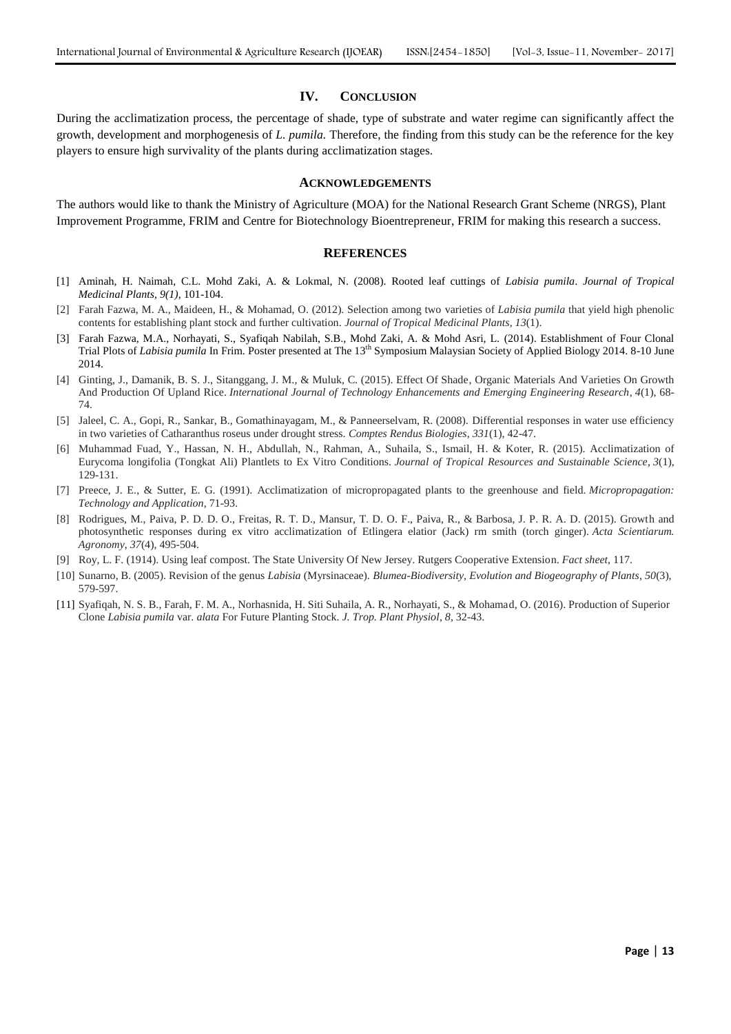## IV. CONCLUSION

During the acclimatization process, the percentage of shade, type of substrate and water regime can significantly affect the growth, development and morphogenesis of *L. pumila.* Therefore, the finding from this study can be the reference for the key players to ensure high survivality of the plants during acclimatization stages.

## ACKNOWLEDGEMENTS

The authors would like to thank the Ministry of Agriculture (MOA) for the National Research Grant Scheme (NRGS), Plant Improvement Programme, FRIM and Centre for Biotechnology Bioentrepreneur, FRIM for making this research a success.

## REFERENCES

[1] Aminah, H. Naimah, C.L. Mohd Zaki, A. & Lokmal, N. (2008). Rooted leaf cuttings of *Labisia pumila*. *Journal of Tropical Medicinal Plants*, *9(1)*, 101-104.

[2] Farah Fazwa, M. A., Maideen, H., & Mohamad, O. (2012). Selection among two varieties of *Labisia pumila* that yield high phenolic contents for establishing plant stock and further cultivation. *Journal of Tropical Medicinal Plants*, *13*(1).

[3] Farah Fazwa, M.A., Norhayati, S., Syafiqah Nabilah, S.B., Mohd Zaki, A. & Mohd Asri, L. (2014). Establishment of Four Clonal Trial Plots of *Labisia pumila* In Frim. Poster presented at The 13th Symposium Malaysian Society of Applied Biology 2014. 8-10 June 2014.

[4] Ginting, J., Damanik, B. S. J., Sitanggang, J. M., & Muluk, C. (2015). Effect Of Shade, Organic Materials And Varieties On Growth And Production Of Upland Rice. *International Journal of Technology Enhancements and Emerging Engineering Research*, *4*(1), 68-74.

[5] Jaleel, C. A., Gopi, R., Sankar, B., Gomathinayagam, M., & Panneerselvam, R. (2008). Differential responses in water use efficiency in two varieties of Catharanthus roseus under drought stress. *Comptes Rendus Biologies*, *331*(1), 42-47.

[6] Muhammad Fuad, Y., Hassan, N. H., Abdullah, N., Rahman, A., Suhaila, S., Ismail, H. & Koter, R. (2015). Acclimatization of Eurycoma longifolia (Tongkat Ali) Plantlets to Ex Vitro Conditions. *Journal of Tropical Resources and Sustainable Science*, *3*(1), 129-131.

[7] Preece, J. E., & Sutter, E. G. (1991). Acclimatization of micropropagated plants to the greenhouse and field. *Micropropagation: Technology and Application*, 71-93.

[8] Rodrigues, M., Paiva, P. D. D. O., Freitas, R. T. D., Mansur, T. D. O. F., Paiva, R., & Barbosa, J. P. R. A. D. (2015). Growth and photosynthetic responses during ex vitro acclimatization of Etlingera elatior (Jack) rm smith (torch ginger). *Acta Scientiarum. Agronomy*, *37*(4), 495-504.

[9] Roy, L. F. (1914). Using leaf compost. The State University Of New Jersey. Rutgers Cooperative Extension. *Fact sheet*, 117.

[10] Sunarno, B. (2005). Revision of the genus *Labisia* (Myrsinaceae). *Blumea-Biodiversity, Evolution and Biogeography of Plants*, *50*(3), 579-597.

[11] Syafiqah, N. S. B., Farah, F. M. A., Norhasnida, H. Siti Suhaila, A. R., Norhayati, S., & Mohamad, O. (2016). Production of Superior Clone *Labisia pumila* var. *alata* For Future Planting Stock. *J. Trop. Plant Physiol*, *8*, 32-43.